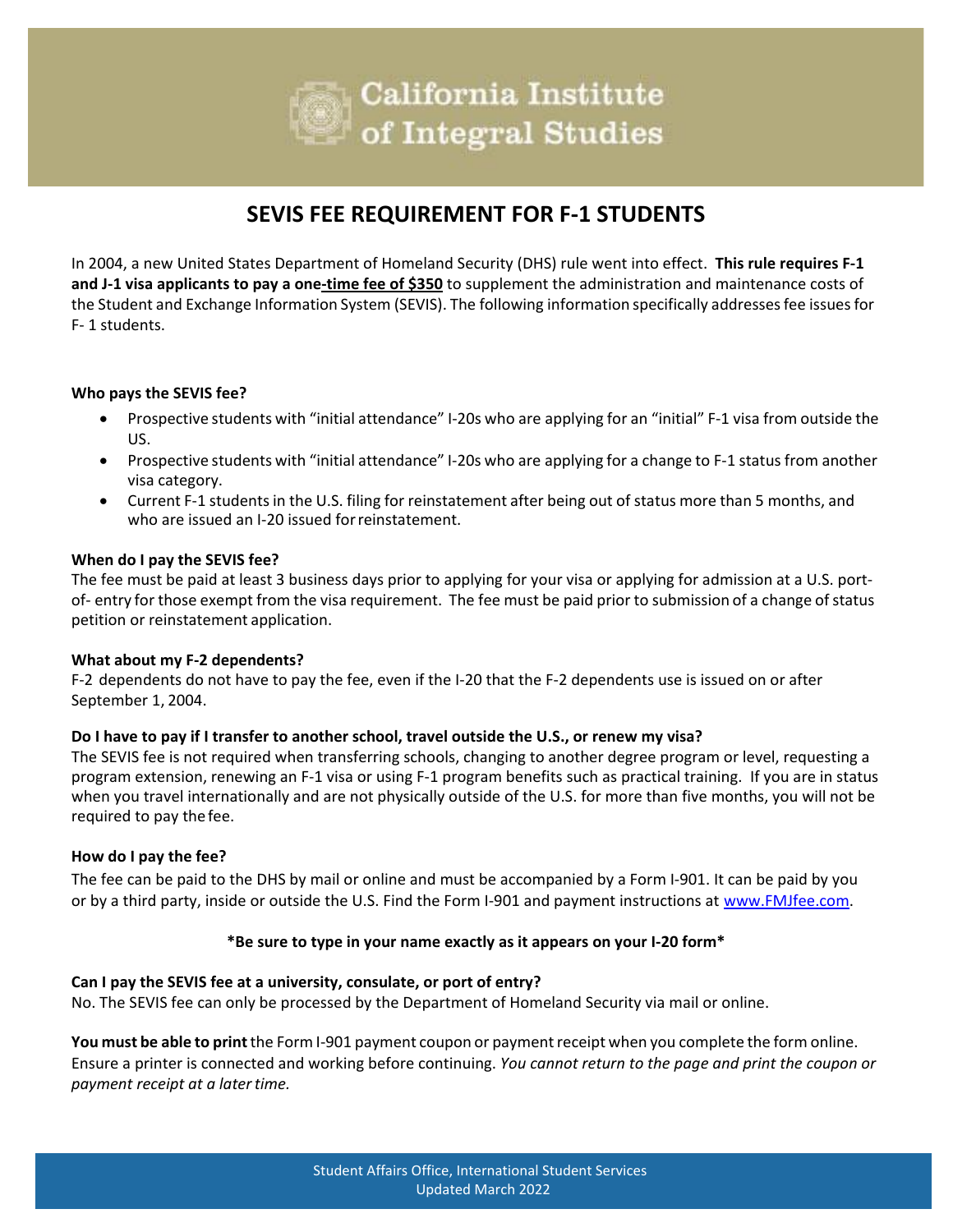# California Institute of Integral Studies

## SEVIS FEE REQUIREMENT FOR F-1 STUDENTS

In 2004, a new United States Department of Homeland Security (DHS) rule went into effect. **This rule requires F-1 and J-1 visa applicants to pay a one-time fee of $350** to supplement the administration and maintenance costs of the Student and Exchange Information System (SEVIS). The following information specifically addresses fee issues for F- 1 students.

**Who pays the SEVIS fee?**

- Prospective students with "initial attendance" I-20s who are applying for an "initial" F-1 visa from outside the US.
- Prospective students with "initial attendance" I-20s who are applying for a change to F-1 status from another visa category.
- Current F-1 students in the U.S. filing for reinstatement after being out of status more than 5 months, and who are issued an I-20 issued for reinstatement.

**When do I pay the SEVIS fee?**

The fee must be paid at least 3 business days prior to applying for your visa or applying for admission at a U.S. port-of- entry for those exempt from the visa requirement. The fee must be paid prior to submission of a change of status petition or reinstatement application.

**What about my F-2 dependents?**

F-2 dependents do not have to pay the fee, even if the I-20 that the F-2 dependents use is issued on or after September 1, 2004.

**Do I have to pay if I transfer to another school, travel outside the U.S., or renew my visa?**

The SEVIS fee is not required when transferring schools, changing to another degree program or level, requesting a program extension, renewing an F-1 visa or using F-1 program benefits such as practical training. If you are in status when you travel internationally and are not physically outside of the U.S. for more than five months, you will not be required to pay the fee.

**How do I pay the fee?**

The fee can be paid to the DHS by mail or online and must be accompanied by a Form I-901. It can be paid by you or by a third party, inside or outside the U.S. Find the Form I-901 and payment instructions at www.FMJfee.com.

**\*Be sure to type in your name exactly as it appears on your I-20 form\***

**Can I pay the SEVIS fee at a university, consulate, or port of entry?**

No. The SEVIS fee can only be processed by the Department of Homeland Security via mail or online.

**You must be able to print** the Form I-901 payment coupon or payment receipt when you complete the form online. Ensure a printer is connected and working before continuing. *You cannot return to the page and print the coupon or payment receipt at a later time.*

Student Affairs Office, International Student Services
Updated March 2022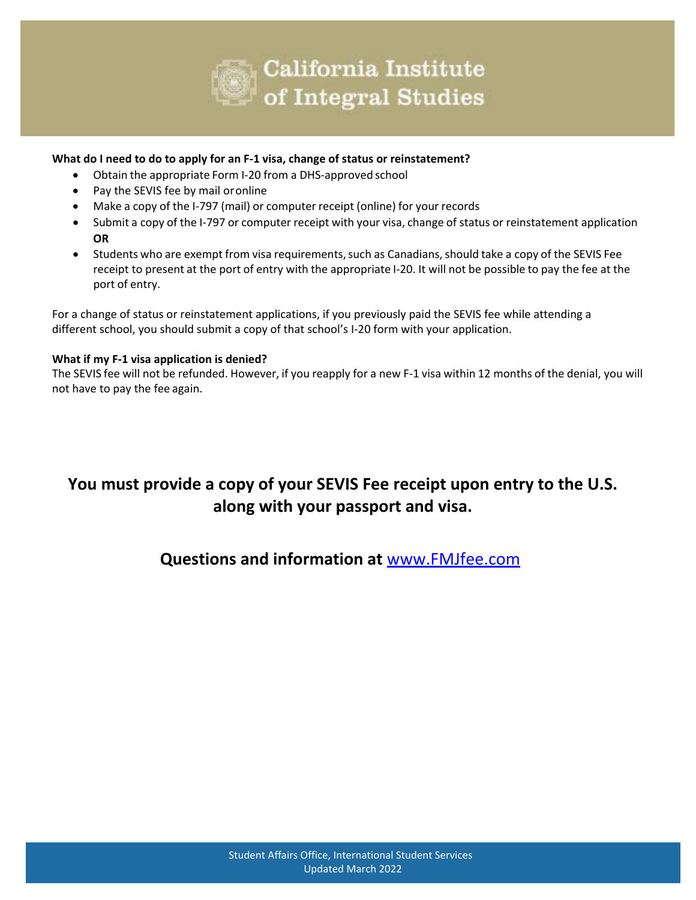# California Institute of Integral Studies

**What do I need to do to apply for an F-1 visa, change of status or reinstatement?**

- Obtain the appropriate Form I-20 from a DHS-approved school
- Pay the SEVIS fee by mail or online
- Make a copy of the I-797 (mail) or computer receipt (online) for your records
- Submit a copy of the I-797 or computer receipt with your visa, change of status or reinstatement application
  **OR**
- Students who are exempt from visa requirements, such as Canadians, should take a copy of the SEVIS Fee receipt to present at the port of entry with the appropriate I-20. It will not be possible to pay the fee at the port of entry.

For a change of status or reinstatement applications, if you previously paid the SEVIS fee while attending a different school, you should submit a copy of that school's I-20 form with your application.

**What if my F-1 visa application is denied?**

The SEVIS fee will not be refunded. However, if you reapply for a new F-1 visa within 12 months of the denial, you will not have to pay the fee again.

## You must provide a copy of your SEVIS Fee receipt upon entry to the U.S. along with your passport and visa.

## Questions and information at www.FMJfee.com

Student Affairs Office, International Student Services
Updated March 2022